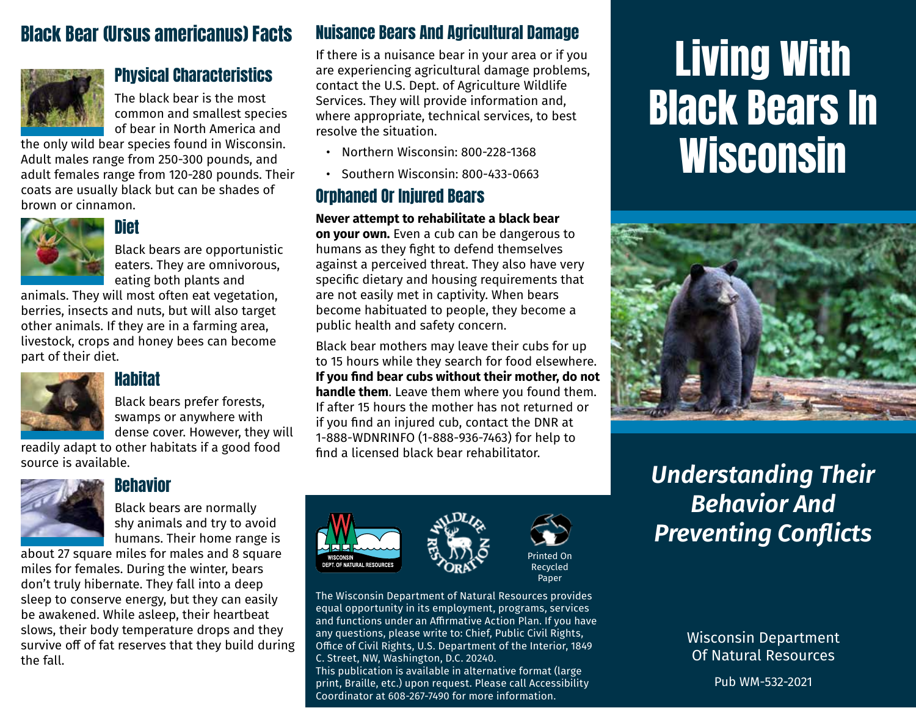# Living With Black Bears In Wisconsin

*Understanding Their Behavior And Preventing Conflicts*

Wisconsin Department Of Natural Resources

Pub WM-532-2021

## Black Bear (Ursus americanus) Facts

### Physical Characteristics

The black bear is the most common and smallest species of bear in North America and the only wild bear species found in Wisconsin. Adult males range from 250-300 pounds, and adult females range from 120-280 pounds. Their coats are usually black but can be shades of brown or cinnamon.

### Diet

Black bears are opportunistic eaters. They are omnivorous, eating both plants and animals. They will most often eat vegetation, berries, insects and nuts, but will also target other animals. If they are in a farming area, livestock, crops and honey bees can become part of their diet.

### Habitat

Black bears prefer forests, swamps or anywhere with dense cover. However, they will readily adapt to other habitats if a good food source is available.

### Behavior

Black bears are normally shy animals and try to avoid humans. Their home range is about 27 square miles for males and 8 square miles for females. During the winter, bears don't truly hibernate. They fall into a deep sleep to conserve energy, but they can easily be awakened. While asleep, their heartbeat slows, their body temperature drops and they survive off of fat reserves that they build during the fall.

## Nuisance Bears And Agricultural Damage

If there is a nuisance bear in your area or if you are experiencing agricultural damage problems, contact the U.S. Dept. of Agriculture Wildlife Services. They will provide information and, where appropriate, technical services, to best resolve the situation.

- Northern Wisconsin: 800-228-1368
- Southern Wisconsin: 800-433-0663

## Orphaned Or Injured Bears

**Never attempt to rehabilitate a black bear on your own.** Even a cub can be dangerous to humans as they fight to defend themselves against a perceived threat. They also have very specific dietary and housing requirements that are not easily met in captivity. When bears become habituated to people, they become a public health and safety concern.

Black bear mothers may leave their cubs for up to 15 hours while they search for food elsewhere. **If you find bear cubs without their mother, do not handle them**. Leave them where you found them. If after 15 hours the mother has not returned or if you find an injured cub, contact the DNR at 1-888-WDNRINFO (1-888-936-7463) for help to find a licensed black bear rehabilitator.

WISCONSIN DEPT. OF NATURAL RESOURCES

WILDLIFE RESTORATION

Printed On Recycled Paper

The Wisconsin Department of Natural Resources provides equal opportunity in its employment, programs, services and functions under an Affirmative Action Plan. If you have any questions, please write to: Chief, Public Civil Rights, Office of Civil Rights, U.S. Department of the Interior, 1849 C. Street, NW, Washington, D.C. 20240.

This publication is available in alternative format (large print, Braille, etc.) upon request. Please call Accessibility Coordinator at 608-267-7490 for more information.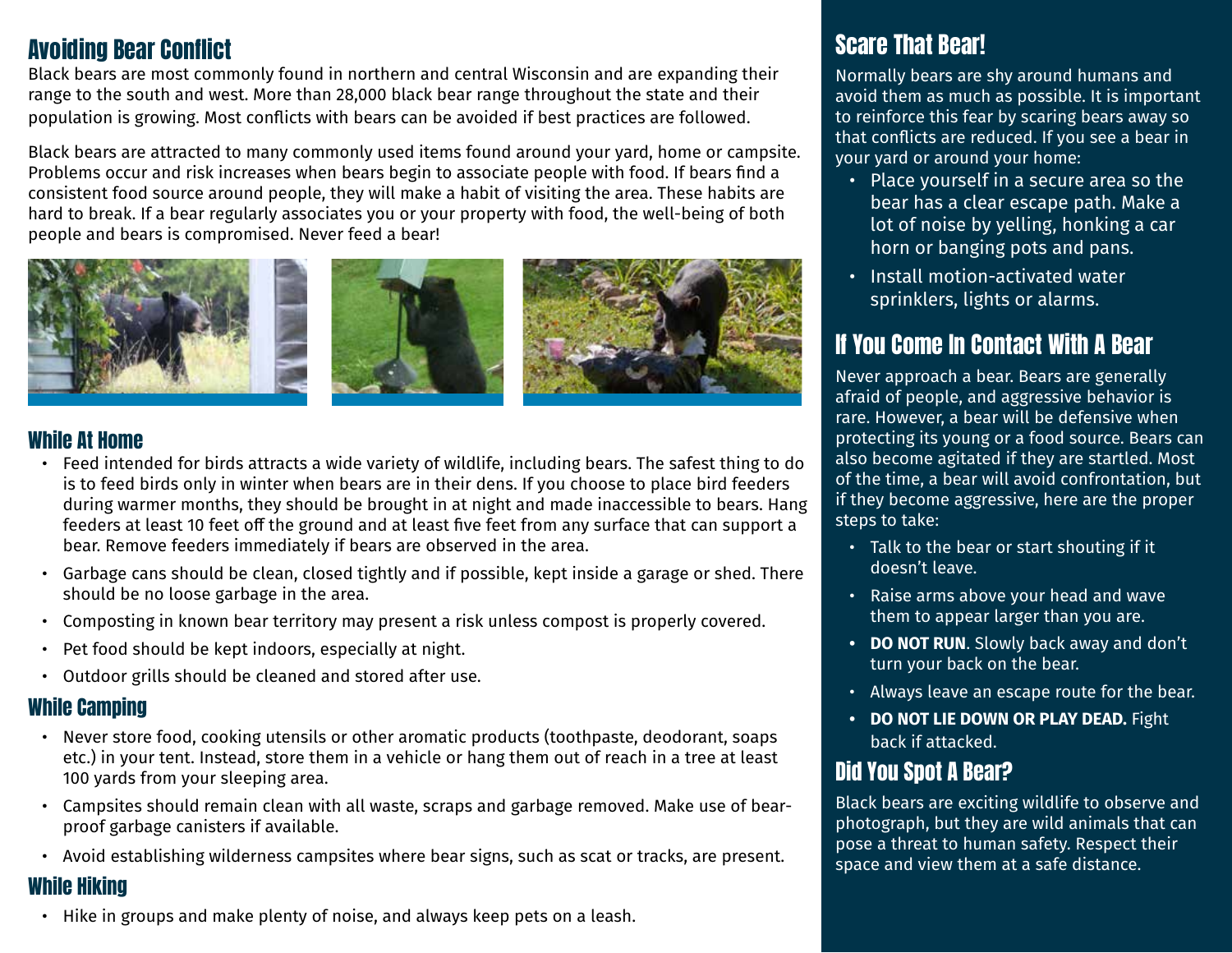## Avoiding Bear Conflict

Black bears are most commonly found in northern and central Wisconsin and are expanding their range to the south and west. More than 28,000 black bear range throughout the state and their population is growing. Most conflicts with bears can be avoided if best practices are followed.

Black bears are attracted to many commonly used items found around your yard, home or campsite. Problems occur and risk increases when bears begin to associate people with food. If bears find a consistent food source around people, they will make a habit of visiting the area. These habits are hard to break. If a bear regularly associates you or your property with food, the well-being of both people and bears is compromised. Never feed a bear!

### While At Home

- Feed intended for birds attracts a wide variety of wildlife, including bears. The safest thing to do is to feed birds only in winter when bears are in their dens. If you choose to place bird feeders during warmer months, they should be brought in at night and made inaccessible to bears. Hang feeders at least 10 feet off the ground and at least five feet from any surface that can support a bear. Remove feeders immediately if bears are observed in the area.
- Garbage cans should be clean, closed tightly and if possible, kept inside a garage or shed. There should be no loose garbage in the area.
- Composting in known bear territory may present a risk unless compost is properly covered.
- Pet food should be kept indoors, especially at night.
- Outdoor grills should be cleaned and stored after use.

### While Camping

- Never store food, cooking utensils or other aromatic products (toothpaste, deodorant, soaps etc.) in your tent. Instead, store them in a vehicle or hang them out of reach in a tree at least 100 yards from your sleeping area.
- Campsites should remain clean with all waste, scraps and garbage removed. Make use of bear-proof garbage canisters if available.
- Avoid establishing wilderness campsites where bear signs, such as scat or tracks, are present.

### While Hiking

- Hike in groups and make plenty of noise, and always keep pets on a leash.

## Scare That Bear!

Normally bears are shy around humans and avoid them as much as possible. It is important to reinforce this fear by scaring bears away so that conflicts are reduced. If you see a bear in your yard or around your home:

- Place yourself in a secure area so the bear has a clear escape path. Make a lot of noise by yelling, honking a car horn or banging pots and pans.
- Install motion-activated water sprinklers, lights or alarms.

## If You Come In Contact With A Bear

Never approach a bear. Bears are generally afraid of people, and aggressive behavior is rare. However, a bear will be defensive when protecting its young or a food source. Bears can also become agitated if they are startled. Most of the time, a bear will avoid confrontation, but if they become aggressive, here are the proper steps to take:

- Talk to the bear or start shouting if it doesn't leave.
- Raise arms above your head and wave them to appear larger than you are.
- **DO NOT RUN**. Slowly back away and don't turn your back on the bear.
- Always leave an escape route for the bear.
- **DO NOT LIE DOWN OR PLAY DEAD.** Fight back if attacked.

## Did You Spot A Bear?

Black bears are exciting wildlife to observe and photograph, but they are wild animals that can pose a threat to human safety. Respect their space and view them at a safe distance.